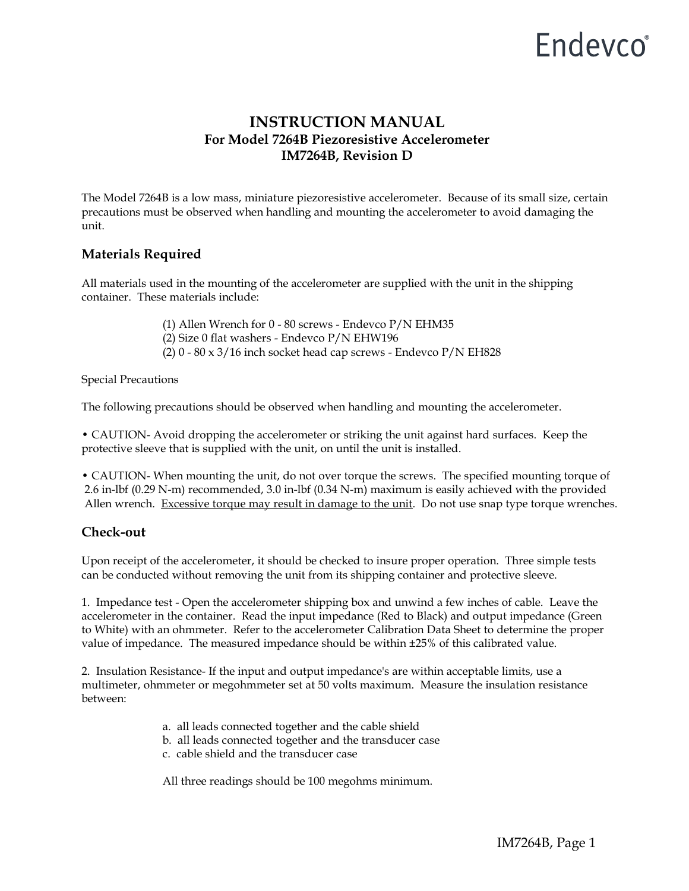Endevco®

# INSTRUCTION MANUAL

**For Model 7264B Piezoresistive Accelerometer**
**IM7264B, Revision D**

The Model 7264B is a low mass, miniature piezoresistive accelerometer. Because of its small size, certain precautions must be observed when handling and mounting the accelerometer to avoid damaging the unit.

## Materials Required

All materials used in the mounting of the accelerometer are supplied with the unit in the shipping container. These materials include:

(1) Allen Wrench for 0 - 80 screws - Endevco P/N EHM35
(2) Size 0 flat washers - Endevco P/N EHW196
(2) 0 - 80 x 3/16 inch socket head cap screws - Endevco P/N EH828

Special Precautions

The following precautions should be observed when handling and mounting the accelerometer.

• CAUTION- Avoid dropping the accelerometer or striking the unit against hard surfaces. Keep the protective sleeve that is supplied with the unit, on until the unit is installed.

• CAUTION- When mounting the unit, do not over torque the screws. The specified mounting torque of 2.6 in-lbf (0.29 N-m) recommended, 3.0 in-lbf (0.34 N-m) maximum is easily achieved with the provided Allen wrench. <u>Excessive torque may result in damage to the unit</u>. Do not use snap type torque wrenches.

## Check-out

Upon receipt of the accelerometer, it should be checked to insure proper operation. Three simple tests can be conducted without removing the unit from its shipping container and protective sleeve.

1. Impedance test - Open the accelerometer shipping box and unwind a few inches of cable. Leave the accelerometer in the container. Read the input impedance (Red to Black) and output impedance (Green to White) with an ohmmeter. Refer to the accelerometer Calibration Data Sheet to determine the proper value of impedance. The measured impedance should be within ±25% of this calibrated value.

2. Insulation Resistance- If the input and output impedance's are within acceptable limits, use a multimeter, ohmmeter or megohmmeter set at 50 volts maximum. Measure the insulation resistance between:

a. all leads connected together and the cable shield
b. all leads connected together and the transducer case
c. cable shield and the transducer case

All three readings should be 100 megohms minimum.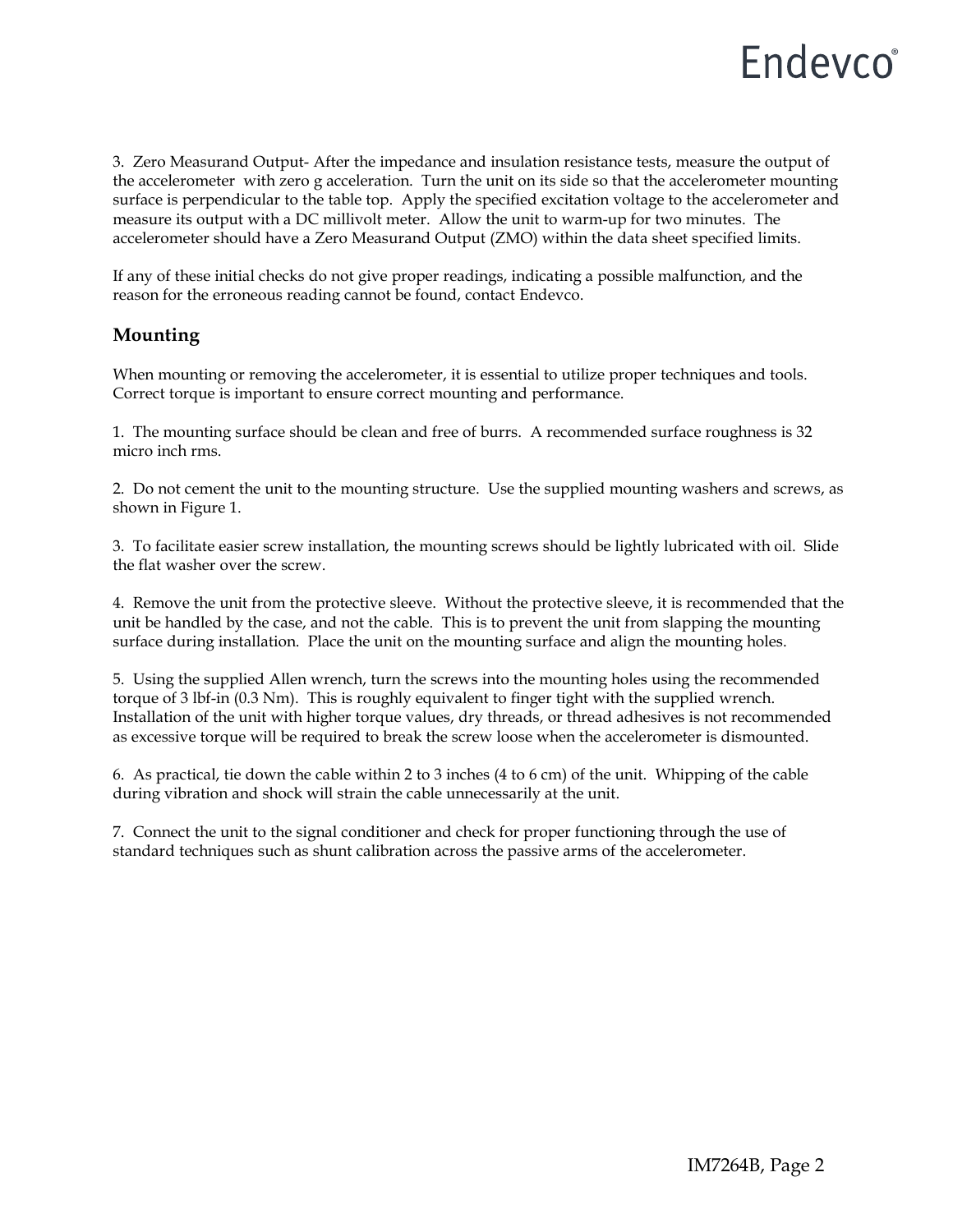3. Zero Measurand Output- After the impedance and insulation resistance tests, measure the output of the accelerometer with zero g acceleration. Turn the unit on its side so that the accelerometer mounting surface is perpendicular to the table top. Apply the specified excitation voltage to the accelerometer and measure its output with a DC millivolt meter. Allow the unit to warm-up for two minutes. The accelerometer should have a Zero Measurand Output (ZMO) within the data sheet specified limits.

If any of these initial checks do not give proper readings, indicating a possible malfunction, and the reason for the erroneous reading cannot be found, contact Endevco.

## Mounting

When mounting or removing the accelerometer, it is essential to utilize proper techniques and tools. Correct torque is important to ensure correct mounting and performance.

1. The mounting surface should be clean and free of burrs. A recommended surface roughness is 32 micro inch rms.

2. Do not cement the unit to the mounting structure. Use the supplied mounting washers and screws, as shown in Figure 1.

3. To facilitate easier screw installation, the mounting screws should be lightly lubricated with oil. Slide the flat washer over the screw.

4. Remove the unit from the protective sleeve. Without the protective sleeve, it is recommended that the unit be handled by the case, and not the cable. This is to prevent the unit from slapping the mounting surface during installation. Place the unit on the mounting surface and align the mounting holes.

5. Using the supplied Allen wrench, turn the screws into the mounting holes using the recommended torque of 3 lbf-in (0.3 Nm). This is roughly equivalent to finger tight with the supplied wrench. Installation of the unit with higher torque values, dry threads, or thread adhesives is not recommended as excessive torque will be required to break the screw loose when the accelerometer is dismounted.

6. As practical, tie down the cable within 2 to 3 inches (4 to 6 cm) of the unit. Whipping of the cable during vibration and shock will strain the cable unnecessarily at the unit.

7. Connect the unit to the signal conditioner and check for proper functioning through the use of standard techniques such as shunt calibration across the passive arms of the accelerometer.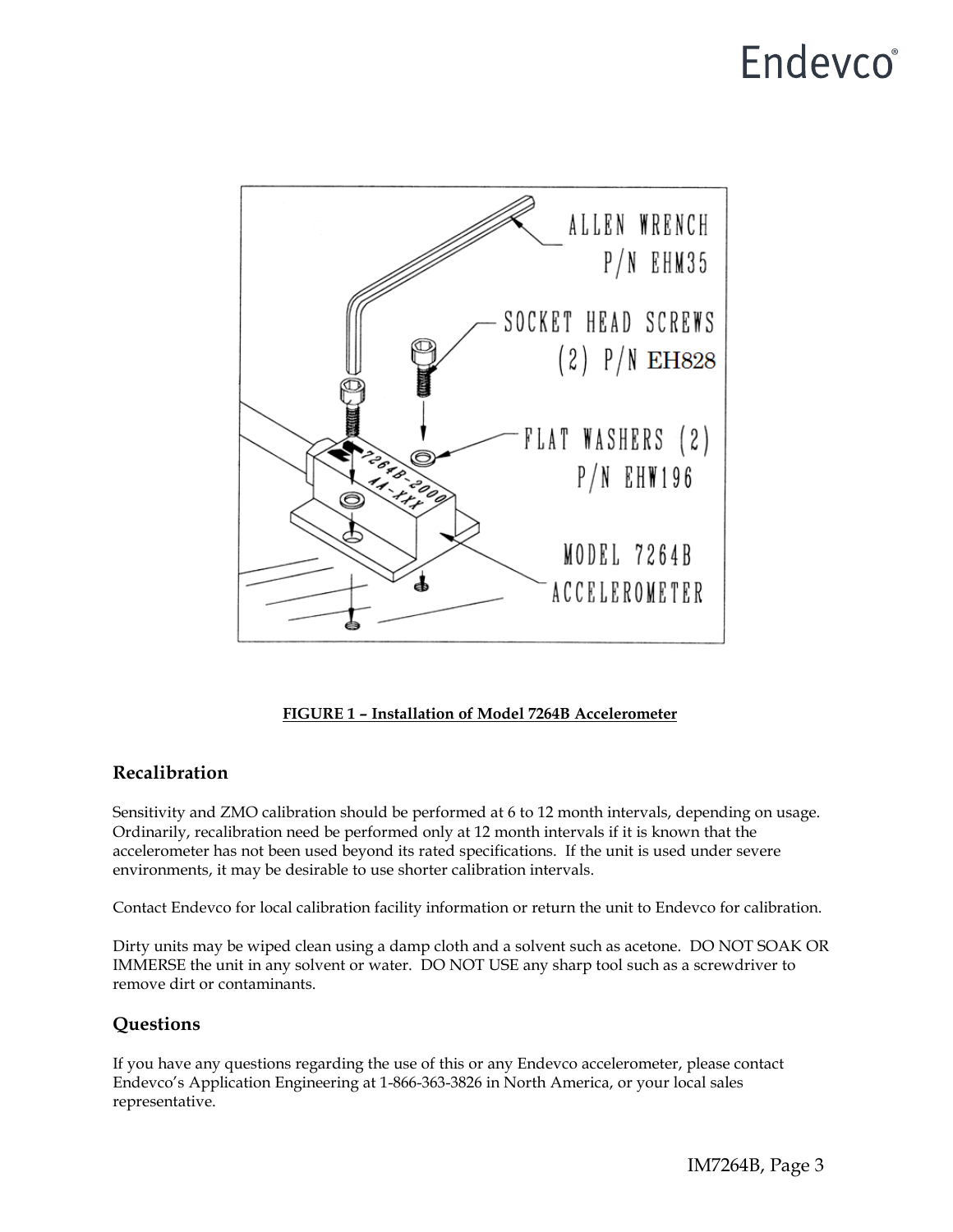ALLEN WRENCH
P/N EHM35

SOCKET HEAD SCREWS
(2) P/N EH828

FLAT WASHERS (2)
P/N EHW196

MODEL 7264B
ACCELEROMETER

7264B-2000
AA-XXX

**FIGURE 1 – Installation of Model 7264B Accelerometer**

## Recalibration

Sensitivity and ZMO calibration should be performed at 6 to 12 month intervals, depending on usage. Ordinarily, recalibration need be performed only at 12 month intervals if it is known that the accelerometer has not been used beyond its rated specifications. If the unit is used under severe environments, it may be desirable to use shorter calibration intervals.

Contact Endevco for local calibration facility information or return the unit to Endevco for calibration.

Dirty units may be wiped clean using a damp cloth and a solvent such as acetone. DO NOT SOAK OR IMMERSE the unit in any solvent or water. DO NOT USE any sharp tool such as a screwdriver to remove dirt or contaminants.

## Questions

If you have any questions regarding the use of this or any Endevco accelerometer, please contact Endevco's Application Engineering at 1-866-363-3826 in North America, or your local sales representative.